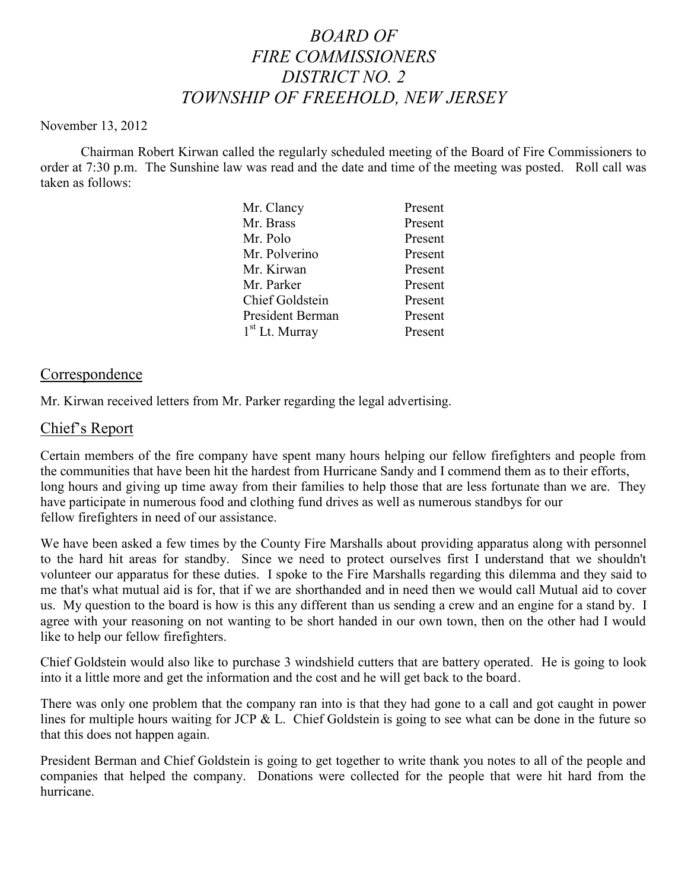# *BOARD OF FIRE COMMISSIONERS DISTRICT NO. 2 TOWNSHIP OF FREEHOLD, NEW JERSEY*

November 13, 2012

Chairman Robert Kirwan called the regularly scheduled meeting of the Board of Fire Commissioners to order at 7:30 p.m. The Sunshine law was read and the date and time of the meeting was posted. Roll call was taken as follows:

| | |
|---|---|
| Mr. Clancy | Present |
| Mr. Brass | Present |
| Mr. Polo | Present |
| Mr. Polverino | Present |
| Mr. Kirwan | Present |
| Mr. Parker | Present |
| Chief Goldstein | Present |
| President Berman | Present |
| 1st Lt. Murray | Present |

## Correspondence

Mr. Kirwan received letters from Mr. Parker regarding the legal advertising.

## Chief's Report

Certain members of the fire company have spent many hours helping our fellow firefighters and people from the communities that have been hit the hardest from Hurricane Sandy and I commend them as to their efforts, long hours and giving up time away from their families to help those that are less fortunate than we are. They have participate in numerous food and clothing fund drives as well as numerous standbys for our fellow firefighters in need of our assistance.

We have been asked a few times by the County Fire Marshalls about providing apparatus along with personnel to the hard hit areas for standby. Since we need to protect ourselves first I understand that we shouldn't volunteer our apparatus for these duties. I spoke to the Fire Marshalls regarding this dilemma and they said to me that's what mutual aid is for, that if we are shorthanded and in need then we would call Mutual aid to cover us. My question to the board is how is this any different than us sending a crew and an engine for a stand by. I agree with your reasoning on not wanting to be short handed in our own town, then on the other had I would like to help our fellow firefighters.

Chief Goldstein would also like to purchase 3 windshield cutters that are battery operated. He is going to look into it a little more and get the information and the cost and he will get back to the board.

There was only one problem that the company ran into is that they had gone to a call and got caught in power lines for multiple hours waiting for JCP & L. Chief Goldstein is going to see what can be done in the future so that this does not happen again.

President Berman and Chief Goldstein is going to get together to write thank you notes to all of the people and companies that helped the company. Donations were collected for the people that were hit hard from the hurricane.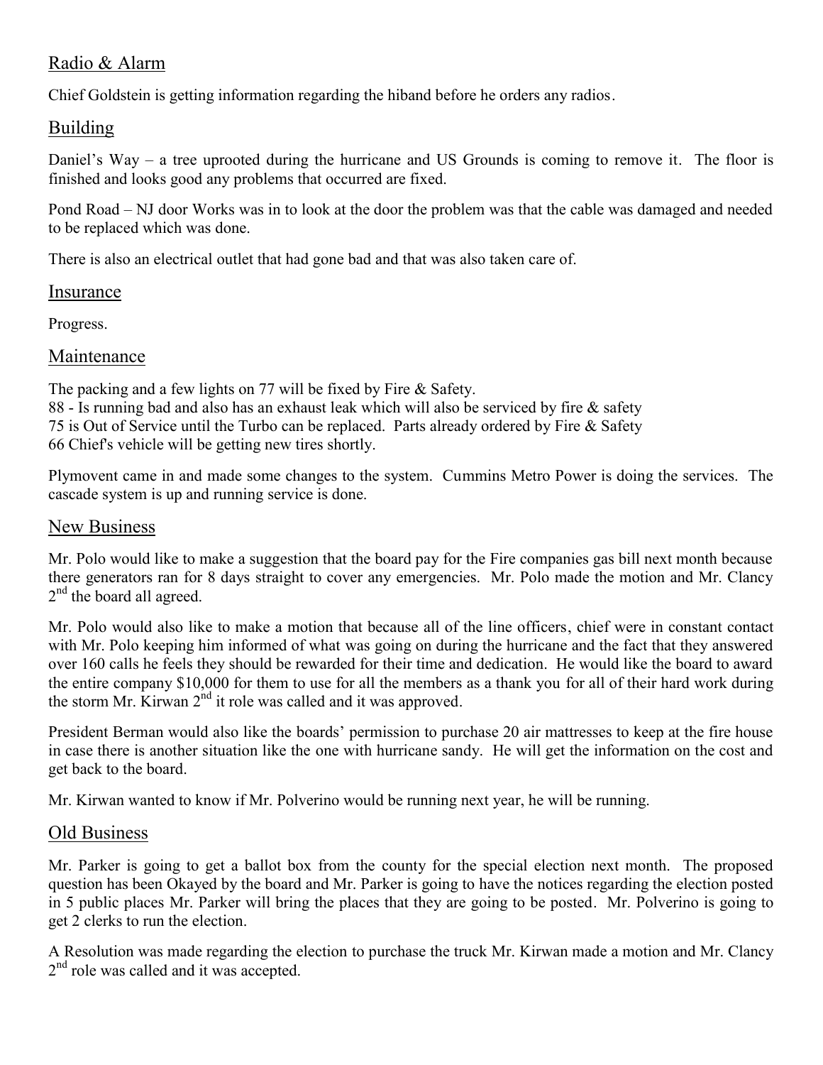## Radio & Alarm

Chief Goldstein is getting information regarding the hiband before he orders any radios.

## Building

Daniel's Way – a tree uprooted during the hurricane and US Grounds is coming to remove it. The floor is finished and looks good any problems that occurred are fixed.

Pond Road – NJ door Works was in to look at the door the problem was that the cable was damaged and needed to be replaced which was done.

There is also an electrical outlet that had gone bad and that was also taken care of.

## Insurance

Progress.

## Maintenance

The packing and a few lights on 77 will be fixed by Fire & Safety.
88 - Is running bad and also has an exhaust leak which will also be serviced by fire & safety
75 is Out of Service until the Turbo can be replaced. Parts already ordered by Fire & Safety
66 Chief's vehicle will be getting new tires shortly.

Plymovent came in and made some changes to the system. Cummins Metro Power is doing the services. The cascade system is up and running service is done.

## New Business

Mr. Polo would like to make a suggestion that the board pay for the Fire companies gas bill next month because there generators ran for 8 days straight to cover any emergencies. Mr. Polo made the motion and Mr. Clancy 2nd the board all agreed.

Mr. Polo would also like to make a motion that because all of the line officers, chief were in constant contact with Mr. Polo keeping him informed of what was going on during the hurricane and the fact that they answered over 160 calls he feels they should be rewarded for their time and dedication. He would like the board to award the entire company $10,000 for them to use for all the members as a thank you for all of their hard work during the storm Mr. Kirwan 2nd it role was called and it was approved.

President Berman would also like the boards' permission to purchase 20 air mattresses to keep at the fire house in case there is another situation like the one with hurricane sandy. He will get the information on the cost and get back to the board.

Mr. Kirwan wanted to know if Mr. Polverino would be running next year, he will be running.

## Old Business

Mr. Parker is going to get a ballot box from the county for the special election next month. The proposed question has been Okayed by the board and Mr. Parker is going to have the notices regarding the election posted in 5 public places Mr. Parker will bring the places that they are going to be posted. Mr. Polverino is going to get 2 clerks to run the election.

A Resolution was made regarding the election to purchase the truck Mr. Kirwan made a motion and Mr. Clancy 2nd role was called and it was accepted.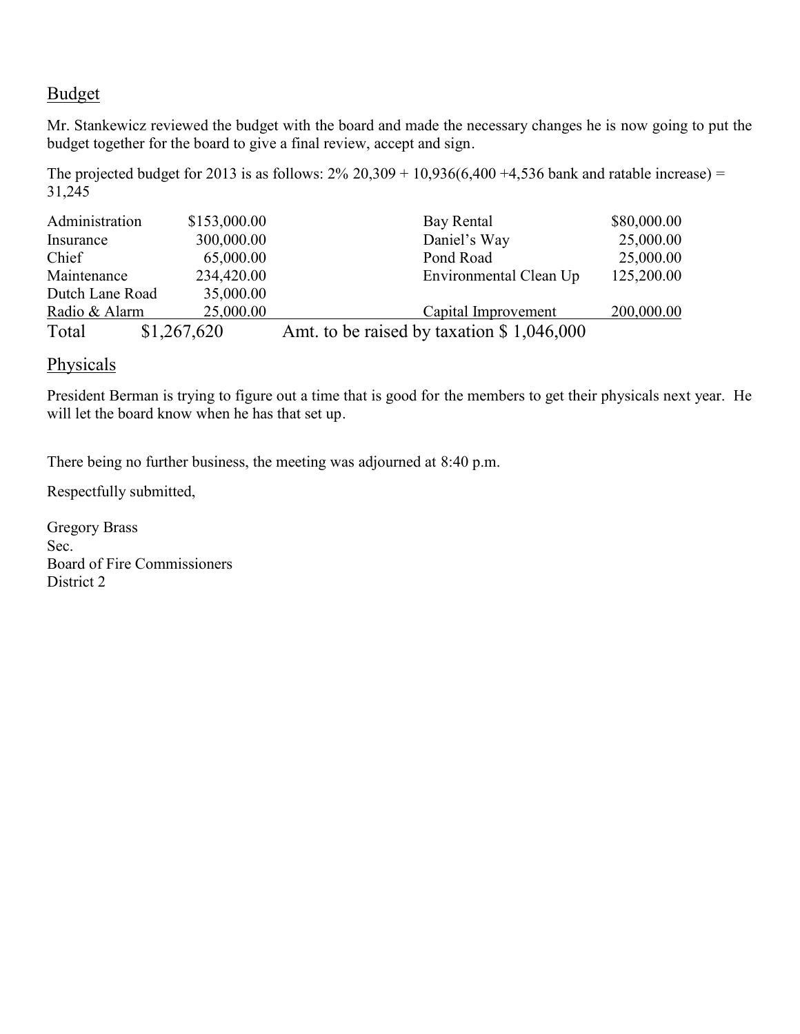## Budget

Mr. Stankewicz reviewed the budget with the board and made the necessary changes he is now going to put the budget together for the board to give a final review, accept and sign.

The projected budget for 2013 is as follows: 2% 20,309 + 10,936(6,400 +4,536 bank and ratable increase) = 31,245

| | | | |
|---|---|---|---|
| Administration | $153,000.00 | Bay Rental | $80,000.00 |
| Insurance | 300,000.00 | Daniel's Way | 25,000.00 |
| Chief | 65,000.00 | Pond Road | 25,000.00 |
| Maintenance | 234,420.00 | Environmental Clean Up | 125,200.00 |
| Dutch Lane Road | 35,000.00 | | |
| Radio & Alarm | 25,000.00 | Capital Improvement | 200,000.00 |
| Total | $1,267,620 | Amt. to be raised by taxation $ 1,046,000 | |

## Physicals

President Berman is trying to figure out a time that is good for the members to get their physicals next year. He will let the board know when he has that set up.

There being no further business, the meeting was adjourned at 8:40 p.m.

Respectfully submitted,

Gregory Brass  
Sec.  
Board of Fire Commissioners  
District 2